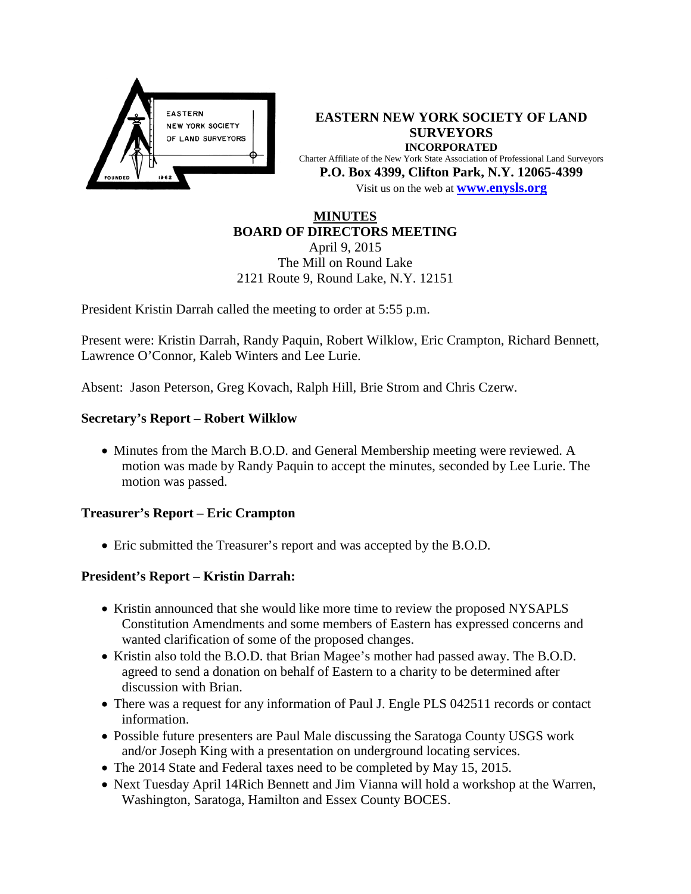EASTERN NEW YORK SOCIETY OF LAND SURVEYORS

FOUNDED 1962

**EASTERN NEW YORK SOCIETY OF LAND SURVEYORS**
**INCORPORATED**
Charter Affiliate of the New York State Association of Professional Land Surveyors
**P.O. Box 4399, Clifton Park, N.Y. 12065-4399**
Visit us on the web at **www.enysls.org**

# MINUTES
## BOARD OF DIRECTORS MEETING

April 9, 2015
The Mill on Round Lake
2121 Route 9, Round Lake, N.Y. 12151

President Kristin Darrah called the meeting to order at 5:55 p.m.

Present were: Kristin Darrah, Randy Paquin, Robert Wilklow, Eric Crampton, Richard Bennett, Lawrence O'Connor, Kaleb Winters and Lee Lurie.

Absent: Jason Peterson, Greg Kovach, Ralph Hill, Brie Strom and Chris Czerw.

### Secretary's Report – Robert Wilklow

- Minutes from the March B.O.D. and General Membership meeting were reviewed. A motion was made by Randy Paquin to accept the minutes, seconded by Lee Lurie. The motion was passed.

### Treasurer's Report – Eric Crampton

- Eric submitted the Treasurer's report and was accepted by the B.O.D.

### President's Report – Kristin Darrah:

- Kristin announced that she would like more time to review the proposed NYSAPLS Constitution Amendments and some members of Eastern has expressed concerns and wanted clarification of some of the proposed changes.
- Kristin also told the B.O.D. that Brian Magee's mother had passed away. The B.O.D. agreed to send a donation on behalf of Eastern to a charity to be determined after discussion with Brian.
- There was a request for any information of Paul J. Engle PLS 042511 records or contact information.
- Possible future presenters are Paul Male discussing the Saratoga County USGS work and/or Joseph King with a presentation on underground locating services.
- The 2014 State and Federal taxes need to be completed by May 15, 2015.
- Next Tuesday April 14Rich Bennett and Jim Vianna will hold a workshop at the Warren, Washington, Saratoga, Hamilton and Essex County BOCES.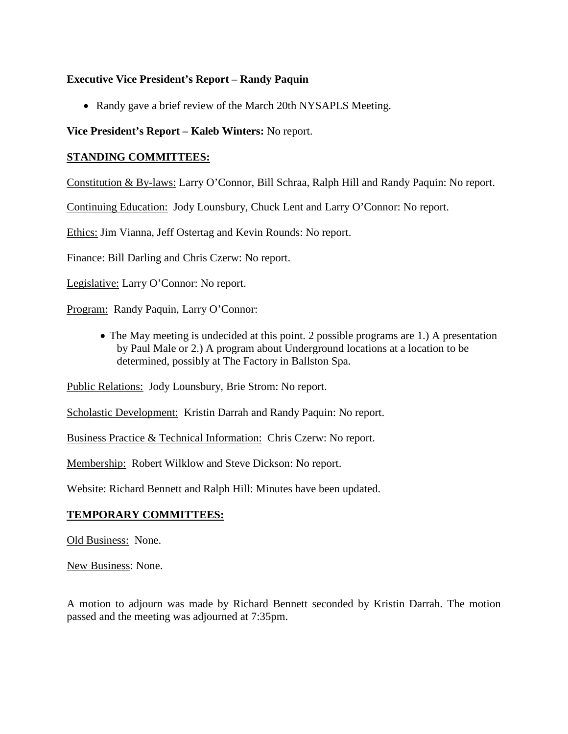**Executive Vice President's Report – Randy Paquin**

- Randy gave a brief review of the March 20th NYSAPLS Meeting.

**Vice President's Report – Kaleb Winters:** No report.

**STANDING COMMITTEES:**

Constitution & By-laws: Larry O'Connor, Bill Schraa, Ralph Hill and Randy Paquin: No report.

Continuing Education: Jody Lounsbury, Chuck Lent and Larry O'Connor: No report.

Ethics: Jim Vianna, Jeff Ostertag and Kevin Rounds: No report.

Finance: Bill Darling and Chris Czerw: No report.

Legislative: Larry O'Connor: No report.

Program: Randy Paquin, Larry O'Connor:

- The May meeting is undecided at this point. 2 possible programs are 1.) A presentation by Paul Male or 2.) A program about Underground locations at a location to be determined, possibly at The Factory in Ballston Spa.

Public Relations: Jody Lounsbury, Brie Strom: No report.

Scholastic Development: Kristin Darrah and Randy Paquin: No report.

Business Practice & Technical Information: Chris Czerw: No report.

Membership: Robert Wilklow and Steve Dickson: No report.

Website: Richard Bennett and Ralph Hill: Minutes have been updated.

**TEMPORARY COMMITTEES:**

Old Business: None.

New Business: None.

A motion to adjourn was made by Richard Bennett seconded by Kristin Darrah. The motion passed and the meeting was adjourned at 7:35pm.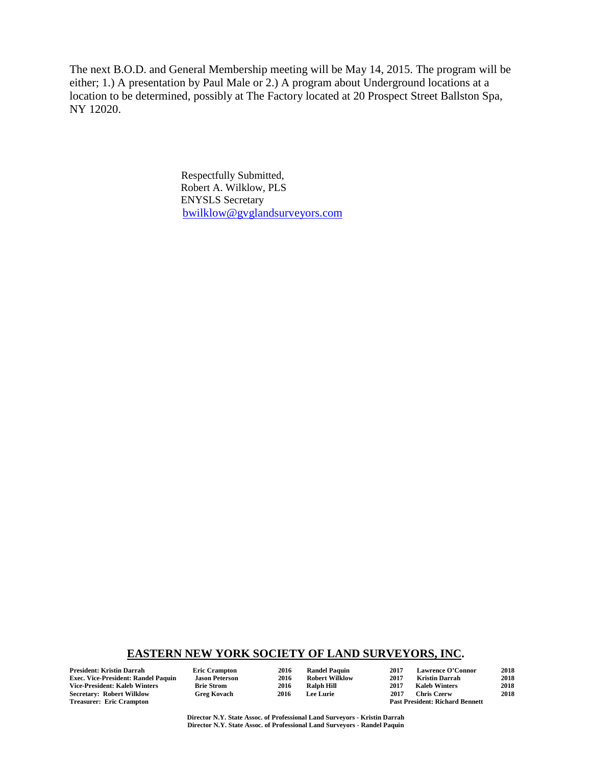The next B.O.D. and General Membership meeting will be May 14, 2015. The program will be either; 1.) A presentation by Paul Male or 2.) A program about Underground locations at a location to be determined, possibly at The Factory located at 20 Prospect Street Ballston Spa, NY 12020.

Respectfully Submitted,
Robert A. Wilklow, PLS
ENYSLS Secretary
bwilklow@gvglandsurveyors.com

## EASTERN NEW YORK SOCIETY OF LAND SURVEYORS, INC.

| | | | | | | | |
|---|---|---|---|---|---|---|---|
| **President: Kristin Darrah** | **Eric Crampton** | **2016** | **Randel Paquin** | **2017** | **Lawrence O'Connor** | **2018** |
| **Exec. Vice-President: Randel Paquin** | **Jason Peterson** | **2016** | **Robert Wilklow** | **2017** | **Kristin Darrah** | **2018** |
| **Vice-President: Kaleb Winters** | **Brie Strom** | **2016** | **Ralph Hill** | **2017** | **Kaleb Winters** | **2018** |
| **Secretary: Robert Wilklow** | **Greg Kovach** | **2016** | **Lee Lurie** | **2017** | **Chris Czerw** | **2018** |
| **Treasurer: Eric Crampton** | | | | **Past President: Richard Bennett** | | |

**Director N.Y. State Assoc. of Professional Land Surveyors - Kristin Darrah**
**Director N.Y. State Assoc. of Professional Land Surveyors - Randel Paquin**